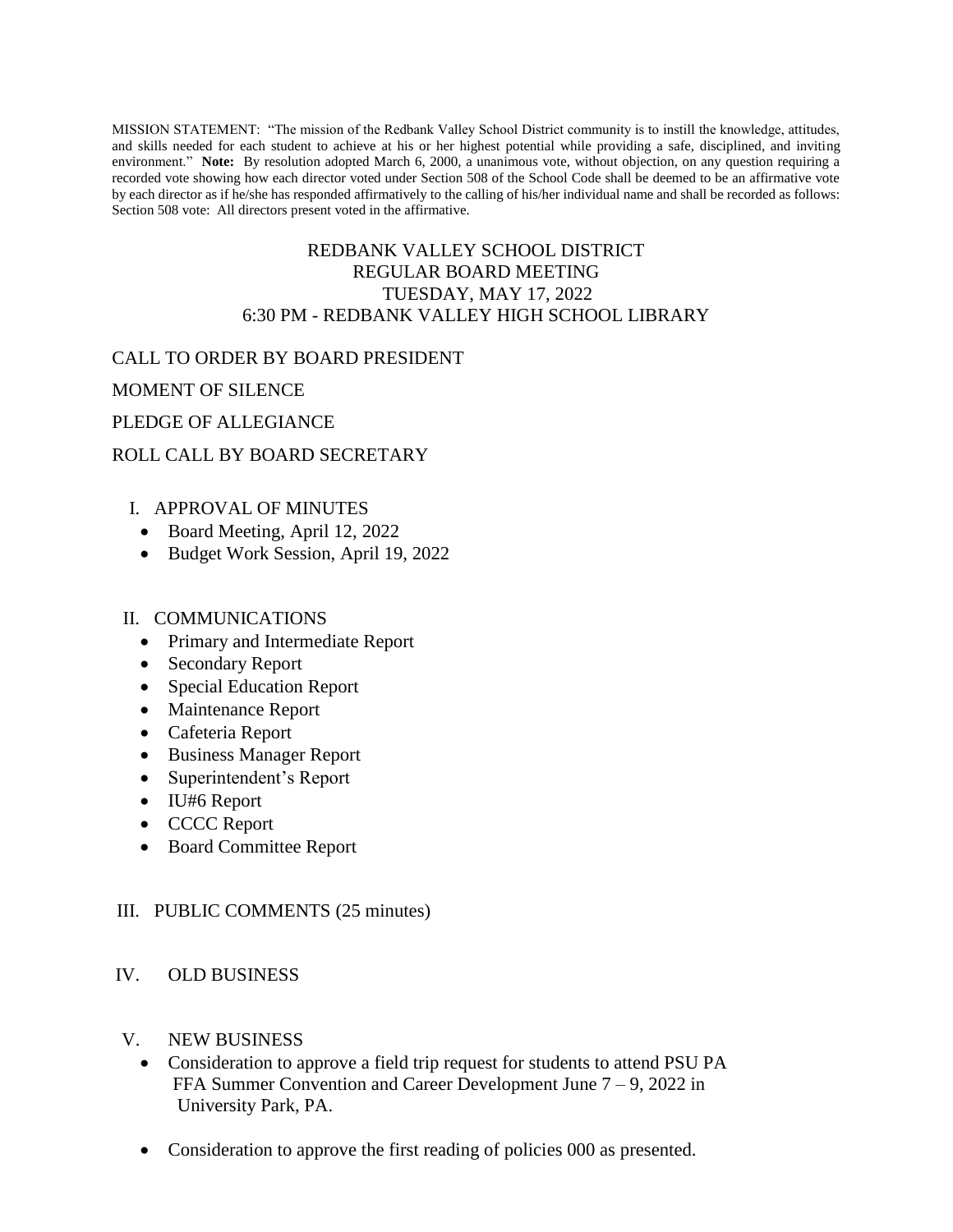MISSION STATEMENT: "The mission of the Redbank Valley School District community is to instill the knowledge, attitudes, and skills needed for each student to achieve at his or her highest potential while providing a safe, disciplined, and inviting environment." **Note:** By resolution adopted March 6, 2000, a unanimous vote, without objection, on any question requiring a recorded vote showing how each director voted under Section 508 of the School Code shall be deemed to be an affirmative vote by each director as if he/she has responded affirmatively to the calling of his/her individual name and shall be recorded as follows: Section 508 vote: All directors present voted in the affirmative.

# REDBANK VALLEY SCHOOL DISTRICT
## REGULAR BOARD MEETING
## TUESDAY, MAY 17, 2022
## 6:30 PM - REDBANK VALLEY HIGH SCHOOL LIBRARY

CALL TO ORDER BY BOARD PRESIDENT

MOMENT OF SILENCE

PLEDGE OF ALLEGIANCE

ROLL CALL BY BOARD SECRETARY

I. APPROVAL OF MINUTES
- Board Meeting, April 12, 2022
- Budget Work Session, April 19, 2022

II. COMMUNICATIONS
- Primary and Intermediate Report
- Secondary Report
- Special Education Report
- Maintenance Report
- Cafeteria Report
- Business Manager Report
- Superintendent's Report
- IU#6 Report
- CCCC Report
- Board Committee Report

III. PUBLIC COMMENTS (25 minutes)

IV. OLD BUSINESS

V. NEW BUSINESS
- Consideration to approve a field trip request for students to attend PSU PA FFA Summer Convention and Career Development June 7 – 9, 2022 in University Park, PA.
- Consideration to approve the first reading of policies 000 as presented.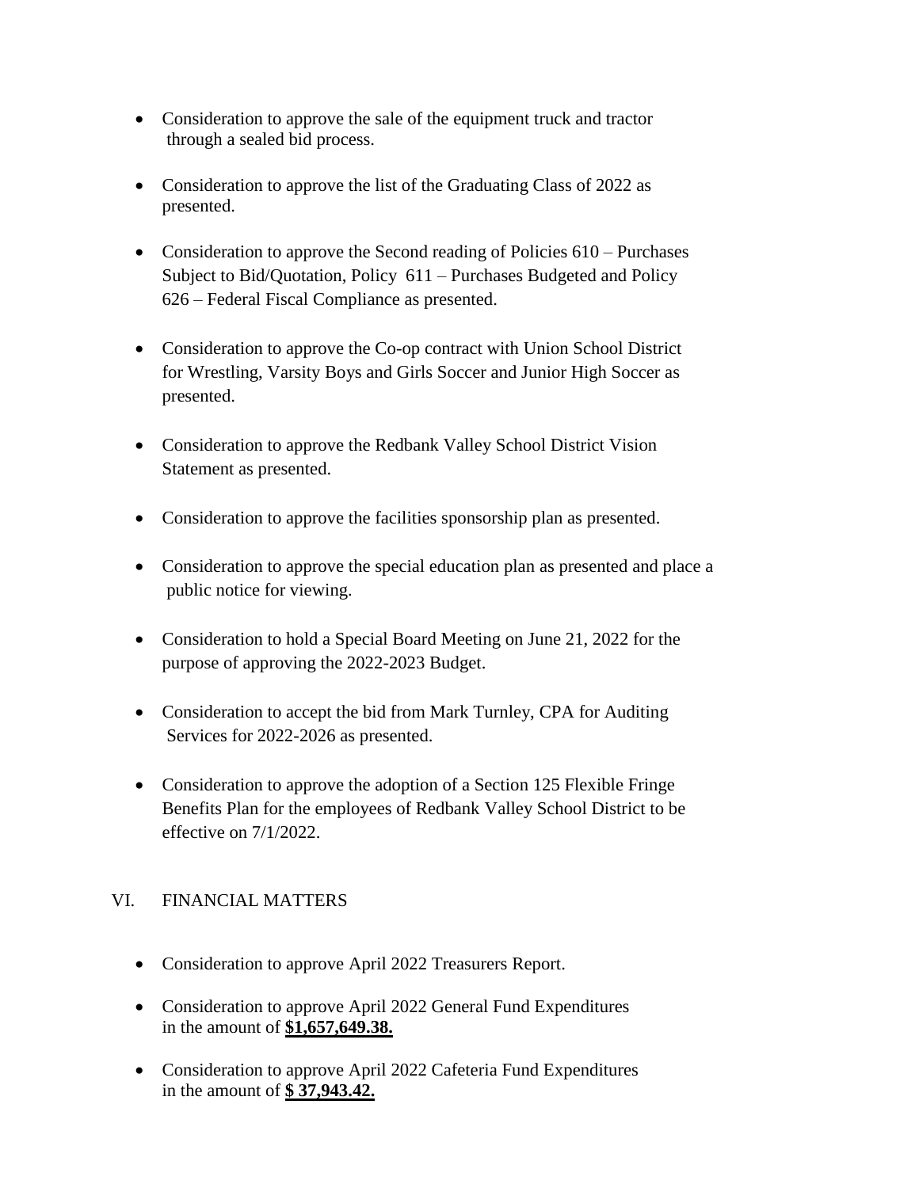- Consideration to approve the sale of the equipment truck and tractor through a sealed bid process.

- Consideration to approve the list of the Graduating Class of 2022 as presented.

- Consideration to approve the Second reading of Policies 610 – Purchases Subject to Bid/Quotation, Policy 611 – Purchases Budgeted and Policy 626 – Federal Fiscal Compliance as presented.

- Consideration to approve the Co-op contract with Union School District for Wrestling, Varsity Boys and Girls Soccer and Junior High Soccer as presented.

- Consideration to approve the Redbank Valley School District Vision Statement as presented.

- Consideration to approve the facilities sponsorship plan as presented.

- Consideration to approve the special education plan as presented and place a public notice for viewing.

- Consideration to hold a Special Board Meeting on June 21, 2022 for the purpose of approving the 2022-2023 Budget.

- Consideration to accept the bid from Mark Turnley, CPA for Auditing Services for 2022-2026 as presented.

- Consideration to approve the adoption of a Section 125 Flexible Fringe Benefits Plan for the employees of Redbank Valley School District to be effective on 7/1/2022.

## VI. FINANCIAL MATTERS

- Consideration to approve April 2022 Treasurers Report.

- Consideration to approve April 2022 General Fund Expenditures in the amount of **$1,657,649.38.**

- Consideration to approve April 2022 Cafeteria Fund Expenditures in the amount of **$ 37,943.42.**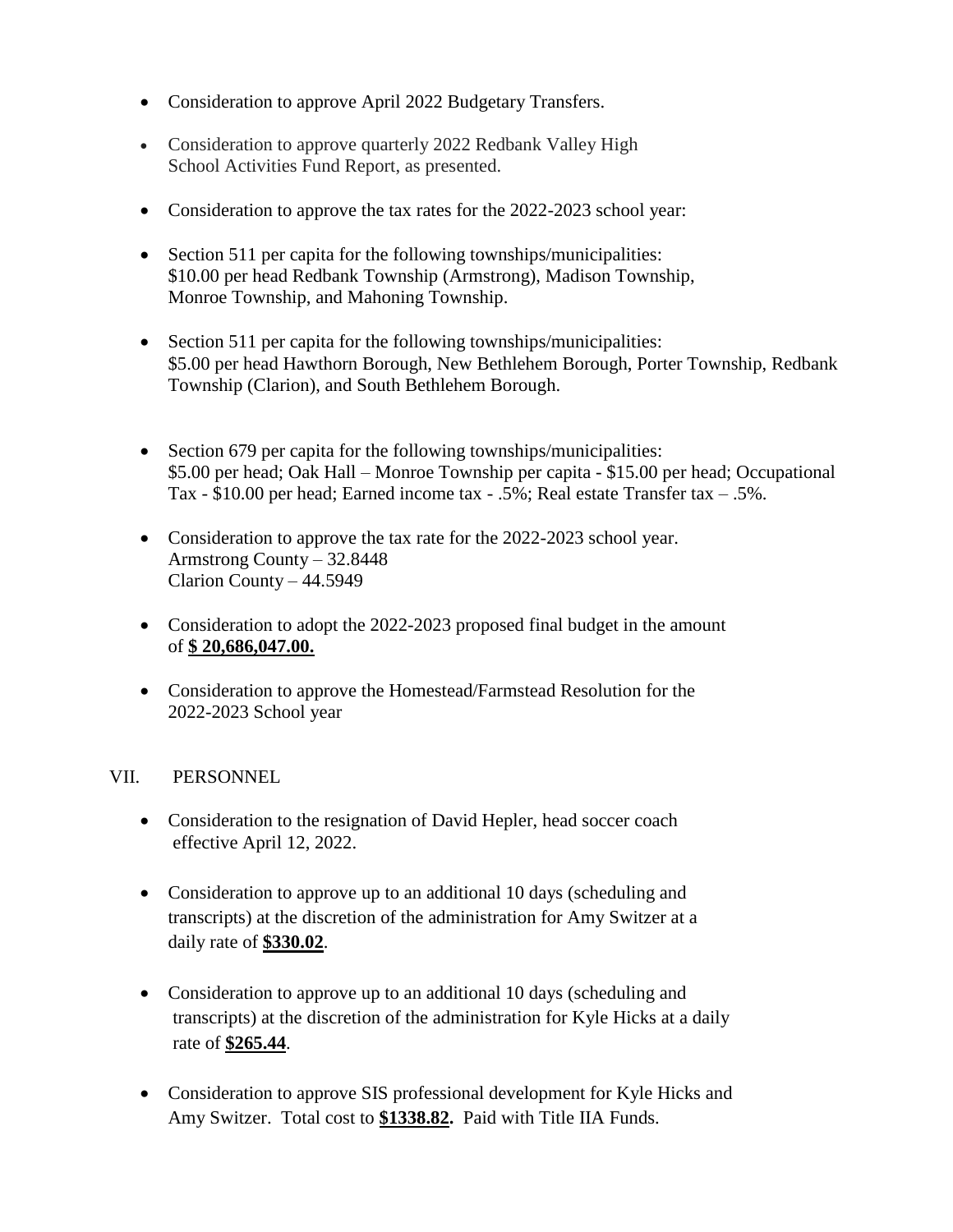- Consideration to approve April 2022 Budgetary Transfers.
- Consideration to approve quarterly 2022 Redbank Valley High School Activities Fund Report, as presented.
- Consideration to approve the tax rates for the 2022-2023 school year:
- Section 511 per capita for the following townships/municipalities: \$10.00 per head Redbank Township (Armstrong), Madison Township, Monroe Township, and Mahoning Township.
- Section 511 per capita for the following townships/municipalities: \$5.00 per head Hawthorn Borough, New Bethlehem Borough, Porter Township, Redbank Township (Clarion), and South Bethlehem Borough.
- Section 679 per capita for the following townships/municipalities: \$5.00 per head; Oak Hall – Monroe Township per capita - \$15.00 per head; Occupational Tax - \$10.00 per head; Earned income tax - .5%; Real estate Transfer tax – .5%.
- Consideration to approve the tax rate for the 2022-2023 school year.
  Armstrong County – 32.8448
  Clarion County – 44.5949
- Consideration to adopt the 2022-2023 proposed final budget in the amount of **\$ 20,686,047.00.**
- Consideration to approve the Homestead/Farmstead Resolution for the 2022-2023 School year

## VII. PERSONNEL

- Consideration to the resignation of David Hepler, head soccer coach effective April 12, 2022.
- Consideration to approve up to an additional 10 days (scheduling and transcripts) at the discretion of the administration for Amy Switzer at a daily rate of **\$330.02**.
- Consideration to approve up to an additional 10 days (scheduling and transcripts) at the discretion of the administration for Kyle Hicks at a daily rate of **\$265.44**.
- Consideration to approve SIS professional development for Kyle Hicks and Amy Switzer. Total cost to **\$1338.82.** Paid with Title IIA Funds.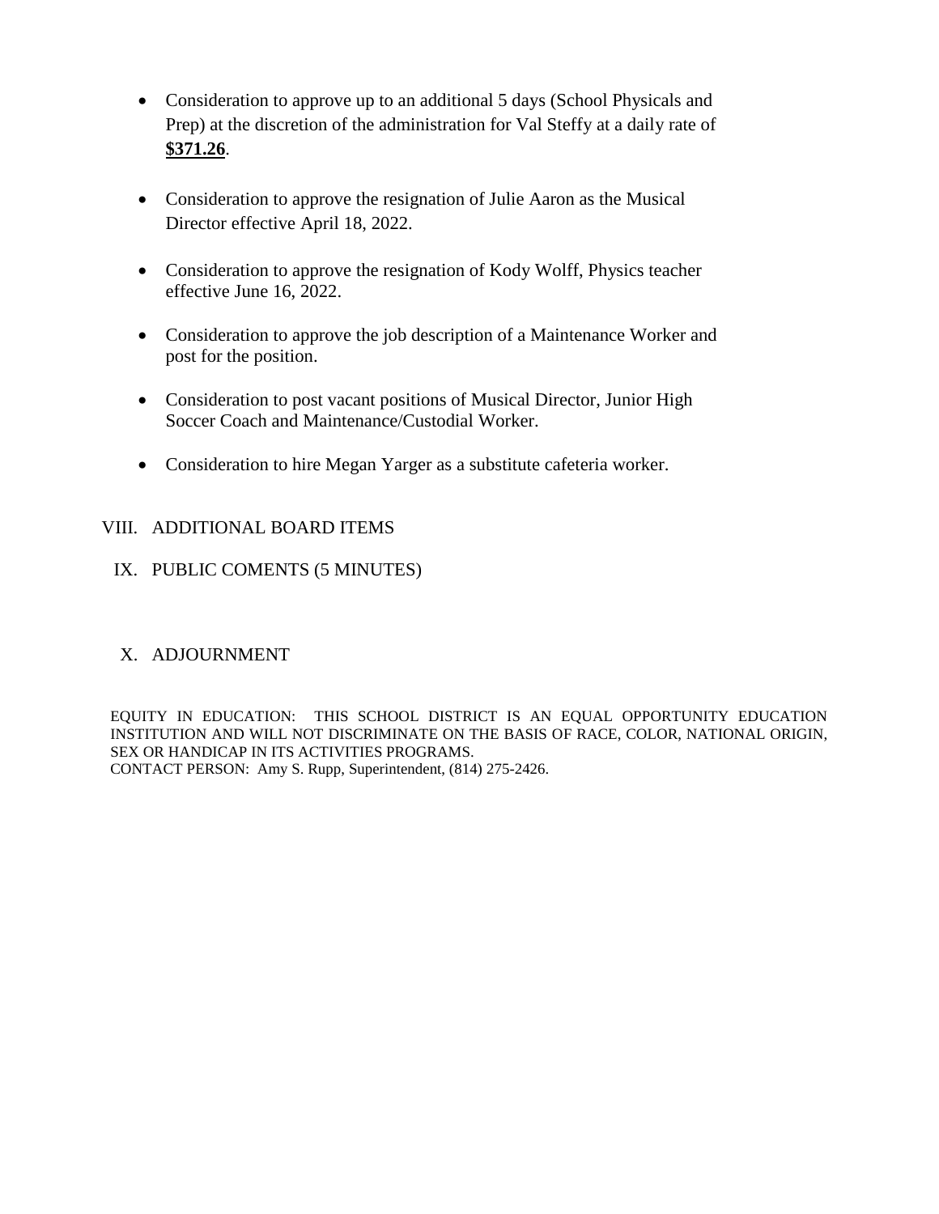- Consideration to approve up to an additional 5 days (School Physicals and Prep) at the discretion of the administration for Val Steffy at a daily rate of **$371.26**.

- Consideration to approve the resignation of Julie Aaron as the Musical Director effective April 18, 2022.

- Consideration to approve the resignation of Kody Wolff, Physics teacher effective June 16, 2022.

- Consideration to approve the job description of a Maintenance Worker and post for the position.

- Consideration to post vacant positions of Musical Director, Junior High Soccer Coach and Maintenance/Custodial Worker.

- Consideration to hire Megan Yarger as a substitute cafeteria worker.

VIII. ADDITIONAL BOARD ITEMS

IX. PUBLIC COMENTS (5 MINUTES)

X. ADJOURNMENT

EQUITY IN EDUCATION: THIS SCHOOL DISTRICT IS AN EQUAL OPPORTUNITY EDUCATION INSTITUTION AND WILL NOT DISCRIMINATE ON THE BASIS OF RACE, COLOR, NATIONAL ORIGIN, SEX OR HANDICAP IN ITS ACTIVITIES PROGRAMS.
CONTACT PERSON: Amy S. Rupp, Superintendent, (814) 275-2426.